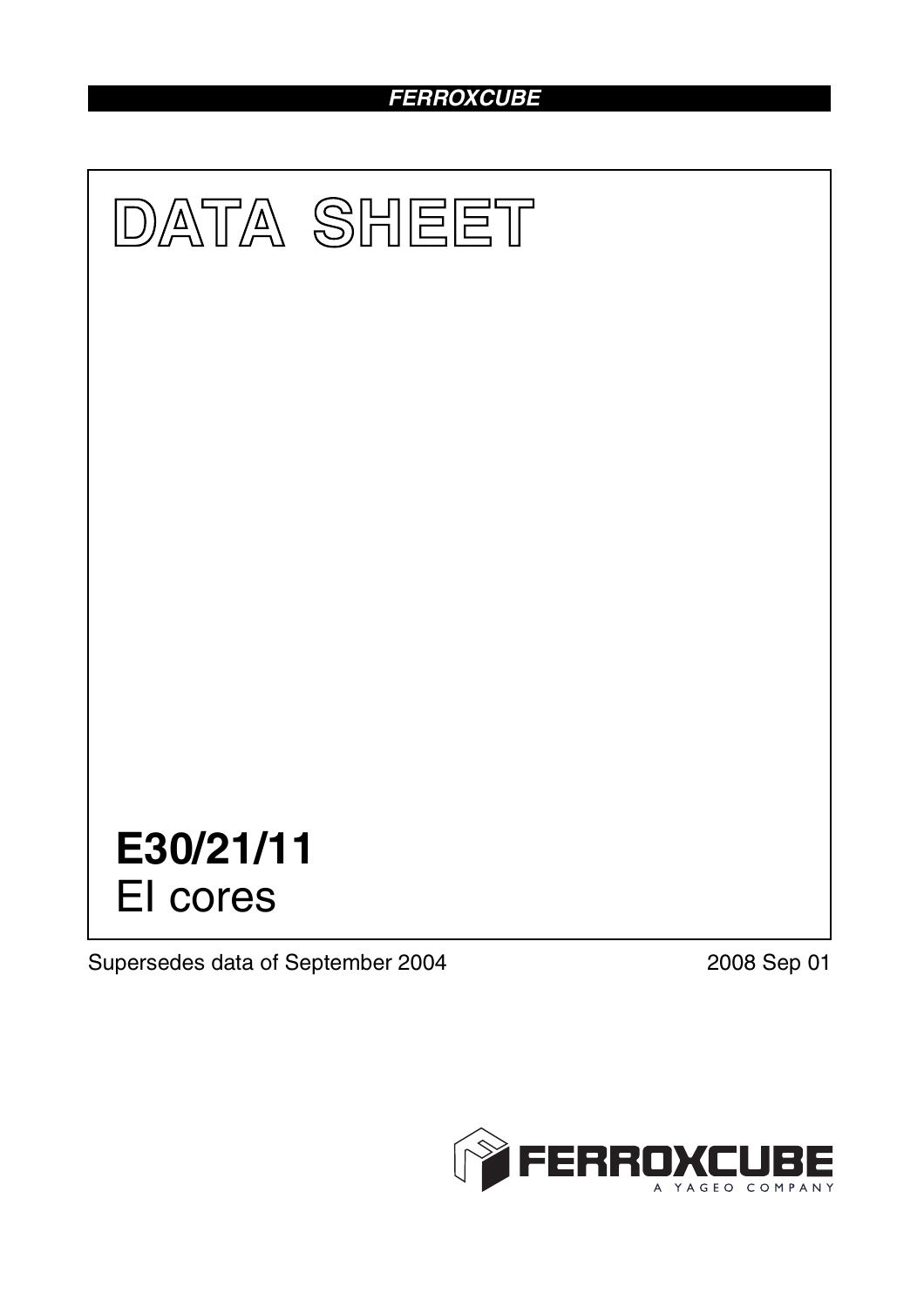# DATA SHEET

# E30/21/11
EI cores

Supersedes data of September 2004

2008 Sep 01

FERROXCUBE
A YAGEO COMPANY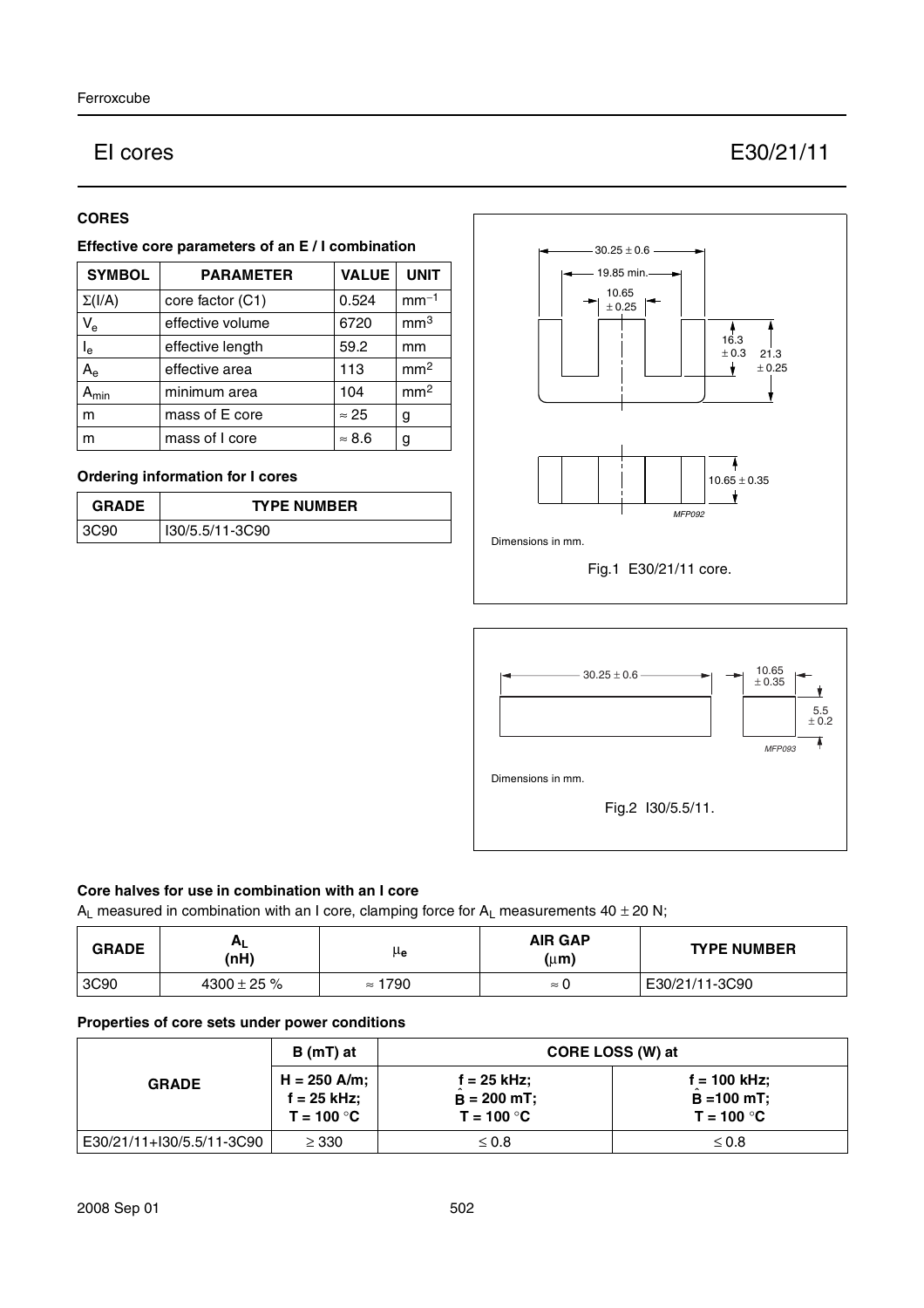# EI cores E30/21/11

## CORES

### Effective core parameters of an E / I combination

| SYMBOL | PARAMETER | VALUE | UNIT |
|---|---|---|---|
| $\Sigma(I/A)$ | core factor (C1) | 0.524 | $mm^{-1}$ |
| $V_e$ | effective volume | 6720 | $mm^3$ |
| $l_e$ | effective length | 59.2 | mm |
| $A_e$ | effective area | 113 | $mm^2$ |
| $A_{min}$ | minimum area | 104 | $mm^2$ |
| m | mass of E core | ≈ 25 | g |
| m | mass of I core | ≈ 8.6 | g |

### Ordering information for I cores

| GRADE | TYPE NUMBER |
|---|---|
| 3C90 | I30/5.5/11-3C90 |

30.25 ± 0.6
19.85 min.
10.65 ± 0.25
16.3 ± 0.3
21.3 ± 0.25
10.65 ± 0.35
MFP092

Dimensions in mm.

Fig.1 E30/21/11 core.

30.25 ± 0.6
10.65 ± 0.35
5.5 ± 0.2
MFP093

Dimensions in mm.

Fig.2 I30/5.5/11.

### Core halves for use in combination with an I core

$A_L$ measured in combination with an I core, clamping force for $A_L$ measurements 40 ± 20 N;

| GRADE | $A_L$ (nH) | $\mu_e$ | AIR GAP (μm) | TYPE NUMBER |
|---|---|---|---|---|
| 3C90 | 4300 ± 25 % | ≈ 1790 | ≈ 0 | E30/21/11-3C90 |

### Properties of core sets under power conditions

| GRADE | B (mT) at | CORE LOSS (W) at | |
|---|---|---|---|
| | H = 250 A/m; f = 25 kHz; T = 100 °C | f = 25 kHz; $\hat{B}$ = 200 mT; T = 100 °C | f = 100 kHz; $\hat{B}$ = 100 mT; T = 100 °C |
| E30/21/11+I30/5.5/11-3C90 | ≥ 330 | ≤ 0.8 | ≤ 0.8 |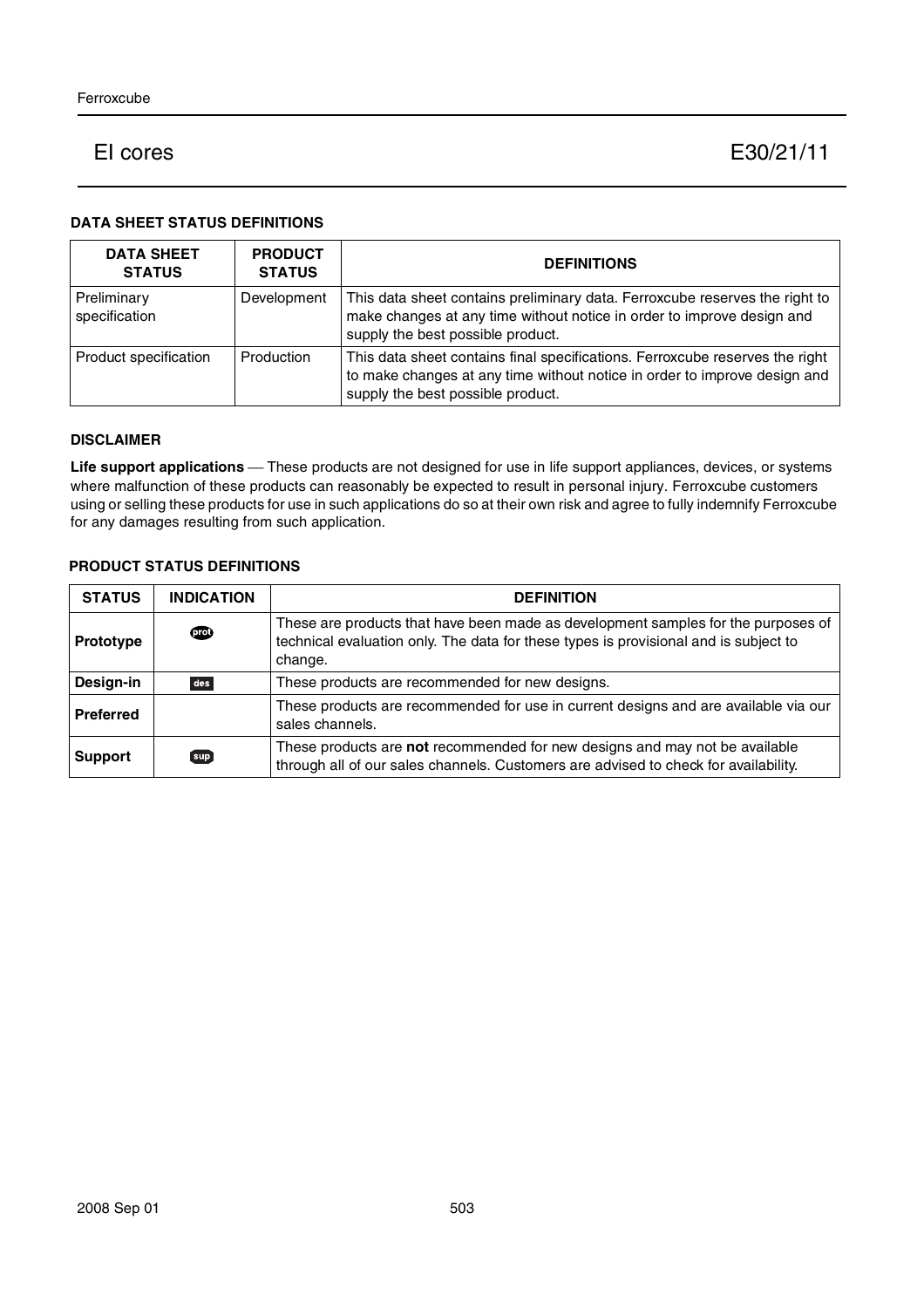## DATA SHEET STATUS DEFINITIONS

| DATA SHEET STATUS | PRODUCT STATUS | DEFINITIONS |
|---|---|---|
| Preliminary specification | Development | This data sheet contains preliminary data. Ferroxcube reserves the right to make changes at any time without notice in order to improve design and supply the best possible product. |
| Product specification | Production | This data sheet contains final specifications. Ferroxcube reserves the right to make changes at any time without notice in order to improve design and supply the best possible product. |

## DISCLAIMER

**Life support applications** — These products are not designed for use in life support appliances, devices, or systems where malfunction of these products can reasonably be expected to result in personal injury. Ferroxcube customers using or selling these products for use in such applications do so at their own risk and agree to fully indemnify Ferroxcube for any damages resulting from such application.

## PRODUCT STATUS DEFINITIONS

| STATUS | INDICATION | DEFINITION |
|---|---|---|
| **Prototype** | prot | These are products that have been made as development samples for the purposes of technical evaluation only. The data for these types is provisional and is subject to change. |
| **Design-in** | des | These products are recommended for new designs. |
| **Preferred** | | These products are recommended for use in current designs and are available via our sales channels. |
| **Support** | sup | These products are **not** recommended for new designs and may not be available through all of our sales channels. Customers are advised to check for availability. |